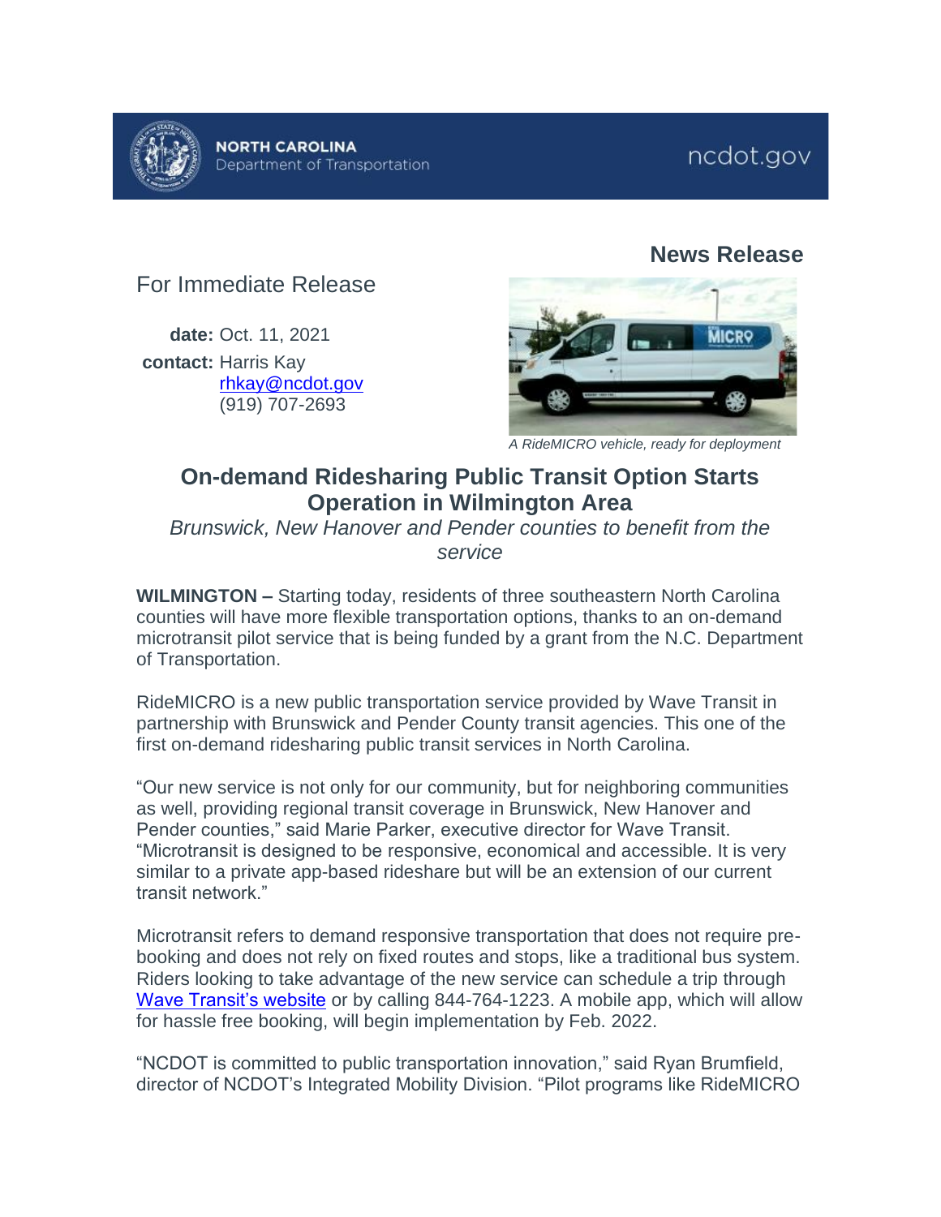NORTH CAROLINA
Department of Transportation

ncdot.gov

**News Release**

For Immediate Release

**date:** Oct. 11, 2021
**contact:** Harris Kay
[rhkay@ncdot.gov](mailto:rhkay@ncdot.gov)
(919) 707-2693

*A RideMICRO vehicle, ready for deployment*

## On-demand Ridesharing Public Transit Option Starts Operation in Wilmington Area

*Brunswick, New Hanover and Pender counties to benefit from the service*

**WILMINGTON –** Starting today, residents of three southeastern North Carolina counties will have more flexible transportation options, thanks to an on-demand microtransit pilot service that is being funded by a grant from the N.C. Department of Transportation.

RideMICRO is a new public transportation service provided by Wave Transit in partnership with Brunswick and Pender County transit agencies. This one of the first on-demand ridesharing public transit services in North Carolina.

"Our new service is not only for our community, but for neighboring communities as well, providing regional transit coverage in Brunswick, New Hanover and Pender counties," said Marie Parker, executive director for Wave Transit. "Microtransit is designed to be responsive, economical and accessible. It is very similar to a private app-based rideshare but will be an extension of our current transit network."

Microtransit refers to demand responsive transportation that does not require pre-booking and does not rely on fixed routes and stops, like a traditional bus system. Riders looking to take advantage of the new service can schedule a trip through [Wave Transit's website](#) or by calling 844-764-1223. A mobile app, which will allow for hassle free booking, will begin implementation by Feb. 2022.

"NCDOT is committed to public transportation innovation," said Ryan Brumfield, director of NCDOT's Integrated Mobility Division. "Pilot programs like RideMICRO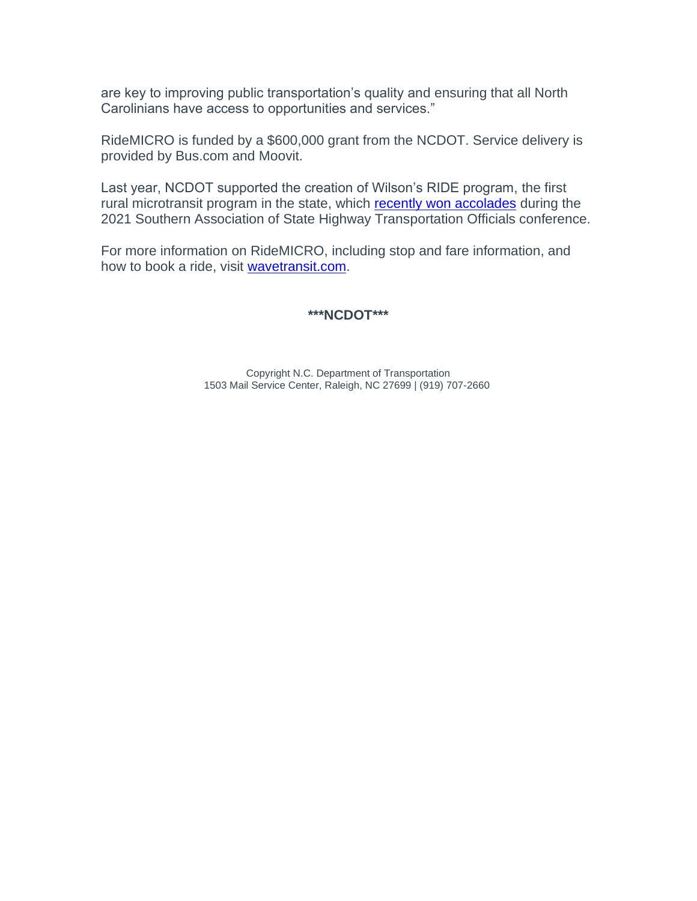are key to improving public transportation's quality and ensuring that all North Carolinians have access to opportunities and services."

RideMICRO is funded by a $600,000 grant from the NCDOT. Service delivery is provided by Bus.com and Moovit.

Last year, NCDOT supported the creation of Wilson's RIDE program, the first rural microtransit program in the state, which recently won accolades during the 2021 Southern Association of State Highway Transportation Officials conference.

For more information on RideMICRO, including stop and fare information, and how to book a ride, visit wavetransit.com.

**\*\*\*NCDOT\*\*\***

Copyright N.C. Department of Transportation
1503 Mail Service Center, Raleigh, NC 27699 | (919) 707-2660